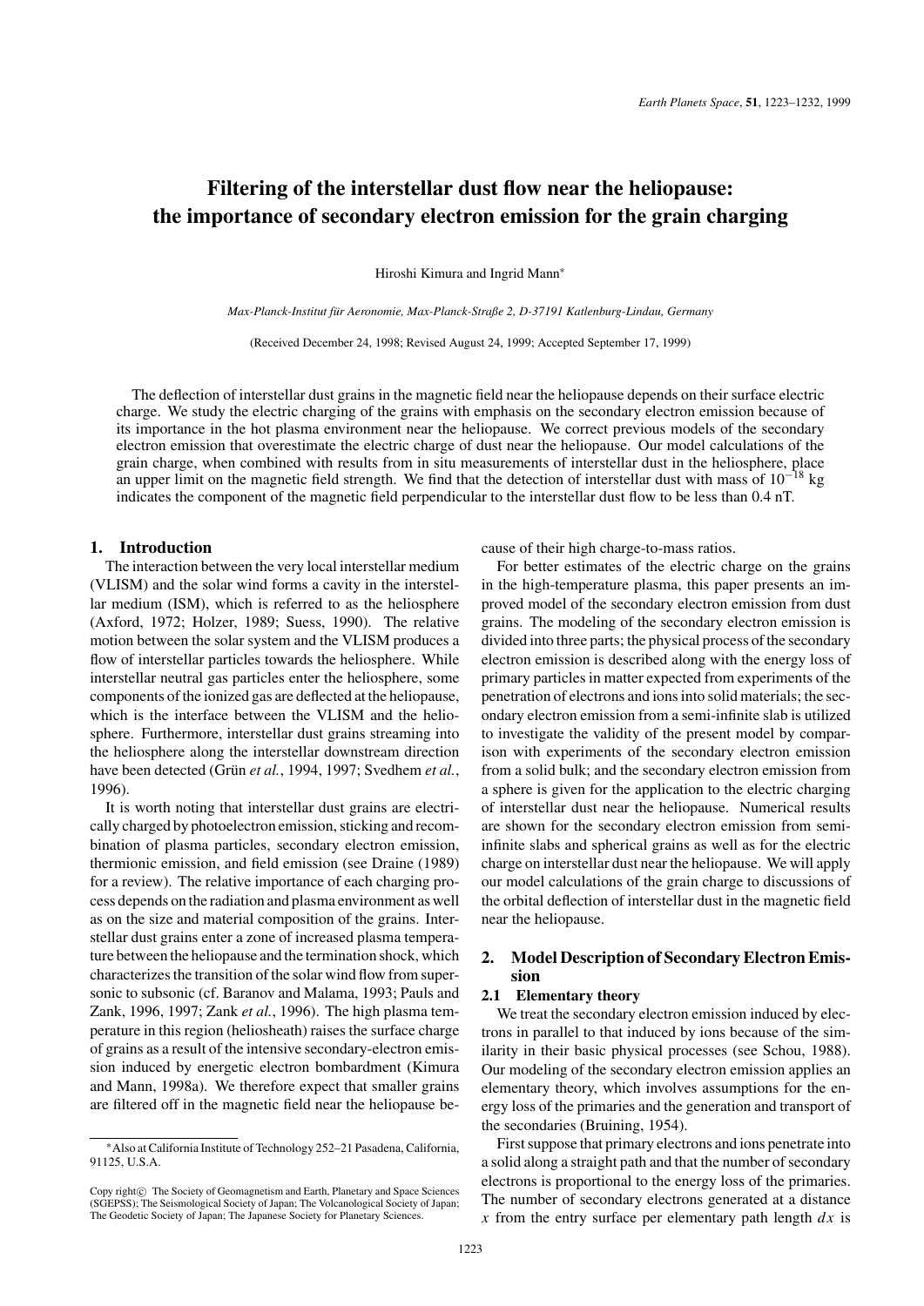# Filtering of the interstellar dust flow near the heliopause: the importance of secondary electron emission for the grain charging

Hiroshi Kimura and Ingrid Mann*

*Max-Planck-Institut für Aeronomie, Max-Planck-Straße 2, D-37191 Katlenburg-Lindau, Germany*

(Received December 24, 1998; Revised August 24, 1999; Accepted September 17, 1999)

The deflection of interstellar dust grains in the magnetic field near the heliopause depends on their surface electric charge. We study the electric charging of the grains with emphasis on the secondary electron emission because of its importance in the hot plasma environment near the heliopause. We correct previous models of the secondary electron emission that overestimate the electric charge of dust near the heliopause. Our model calculations of the grain charge, when combined with results from in situ measurements of interstellar dust in the heliosphere, place an upper limit on the magnetic field strength. We find that the detection of interstellar dust with mass of $10^{-18}$ kg indicates the component of the magnetic field perpendicular to the interstellar dust flow to be less than 0.4 nT.

## 1. Introduction

The interaction between the very local interstellar medium (VLISM) and the solar wind forms a cavity in the interstellar medium (ISM), which is referred to as the heliosphere (Axford, 1972; Holzer, 1989; Suess, 1990). The relative motion between the solar system and the VLISM produces a flow of interstellar particles towards the heliosphere. While interstellar neutral gas particles enter the heliosphere, some components of the ionized gas are deflected at the heliopause, which is the interface between the VLISM and the heliosphere. Furthermore, interstellar dust grains streaming into the heliosphere along the interstellar downstream direction have been detected (Grün *et al.*, 1994, 1997; Svedhem *et al.*, 1996).

It is worth noting that interstellar dust grains are electrically charged by photoelectron emission, sticking and recombination of plasma particles, secondary electron emission, thermionic emission, and field emission (see Draine (1989) for a review). The relative importance of each charging process depends on the radiation and plasma environment as well as on the size and material composition of the grains. Interstellar dust grains enter a zone of increased plasma temperature between the heliopause and the termination shock, which characterizes the transition of the solar wind flow from supersonic to subsonic (cf. Baranov and Malama, 1993; Pauls and Zank, 1996, 1997; Zank *et al.*, 1996). The high plasma temperature in this region (heliosheath) raises the surface charge of grains as a result of the intensive secondary-electron emission induced by energetic electron bombardment (Kimura and Mann, 1998a). We therefore expect that smaller grains are filtered off in the magnetic field near the heliopause because of their high charge-to-mass ratios.

For better estimates of the electric charge on the grains in the high-temperature plasma, this paper presents an improved model of the secondary electron emission from dust grains. The modeling of the secondary electron emission is divided into three parts; the physical process of the secondary electron emission is described along with the energy loss of primary particles in matter expected from experiments of the penetration of electrons and ions into solid materials; the secondary electron emission from a semi-infinite slab is utilized to investigate the validity of the present model by comparison with experiments of the secondary electron emission from a solid bulk; and the secondary electron emission from a sphere is given for the application to the electric charging of interstellar dust near the heliopause. Numerical results are shown for the secondary electron emission from semi-infinite slabs and spherical grains as well as for the electric charge on interstellar dust near the heliopause. We will apply our model calculations of the grain charge to discussions of the orbital deflection of interstellar dust in the magnetic field near the heliopause.

## 2. Model Description of Secondary Electron Emission

### 2.1 Elementary theory

We treat the secondary electron emission induced by electrons in parallel to that induced by ions because of the similarity in their basic physical processes (see Schou, 1988). Our modeling of the secondary electron emission applies an elementary theory, which involves assumptions for the energy loss of the primaries and the generation and transport of the secondaries (Bruining, 1954).

First suppose that primary electrons and ions penetrate into a solid along a straight path and that the number of secondary electrons is proportional to the energy loss of the primaries. The number of secondary electrons generated at a distance $x$ from the entry surface per elementary path length $dx$ is

*Also at California Institute of Technology 252–21 Pasadena, California, 91125, U.S.A.

Copy right© The Society of Geomagnetism and Earth, Planetary and Space Sciences (SGEPSS); The Seismological Society of Japan; The Volcanological Society of Japan; The Geodetic Society of Japan; The Japanese Society for Planetary Sciences.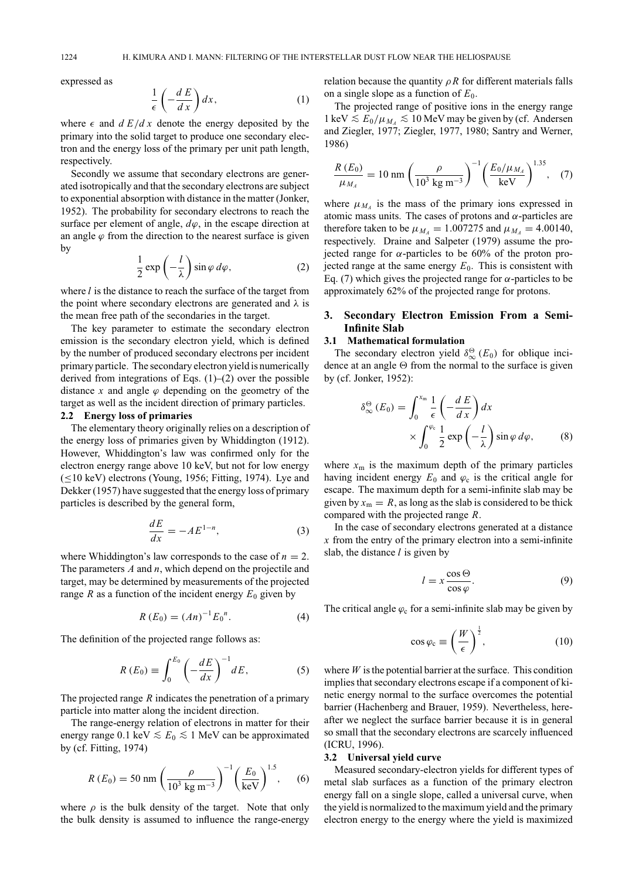expressed as

$$\frac{1}{\epsilon}\left(-\frac{dE}{dx}\right)dx, \tag{1}$$

where $\epsilon$ and $dE/dx$ denote the energy deposited by the primary into the solid target to produce one secondary electron and the energy loss of the primary per unit path length, respectively.

Secondly we assume that secondary electrons are generated isotropically and that the secondary electrons are subject to exponential absorption with distance in the matter (Jonker, 1952). The probability for secondary electrons to reach the surface per element of angle, $d\varphi$, in the escape direction at an angle $\varphi$ from the direction to the nearest surface is given by

$$\frac{1}{2}\exp\left(-\frac{l}{\lambda}\right)\sin\varphi\, d\varphi, \tag{2}$$

where $l$ is the distance to reach the surface of the target from the point where secondary electrons are generated and $\lambda$ is the mean free path of the secondaries in the target.

The key parameter to estimate the secondary electron emission is the secondary electron yield, which is defined by the number of produced secondary electrons per incident primary particle. The secondary electron yield is numerically derived from integrations of Eqs. (1)–(2) over the possible distance $x$ and angle $\varphi$ depending on the geometry of the target as well as the incident direction of primary particles.

### 2.2 Energy loss of primaries

The elementary theory originally relies on a description of the energy loss of primaries given by Whiddington (1912). However, Whiddington's law was confirmed only for the electron energy range above 10 keV, but not for low energy ($\leq$10 keV) electrons (Young, 1956; Fitting, 1974). Lye and Dekker (1957) have suggested that the energy loss of primary particles is described by the general form,

$$\frac{dE}{dx} = -AE^{1-n}, \tag{3}$$

where Whiddington's law corresponds to the case of $n = 2$. The parameters $A$ and $n$, which depend on the projectile and target, may be determined by measurements of the projected range $R$ as a function of the incident energy $E_0$ given by

$$R(E_0) = (An)^{-1}{E_0}^{n}. \tag{4}$$

The definition of the projected range follows as:

$$R(E_0) \equiv \int_0^{E_0}\left(-\frac{dE}{dx}\right)^{-1} dE, \tag{5}$$

The projected range $R$ indicates the penetration of a primary particle into matter along the incident direction.

The range-energy relation of electrons in matter for their energy range 0.1 keV $\lesssim E_0 \lesssim$ 1 MeV can be approximated by (cf. Fitting, 1974)

$$R(E_0) = 50\ \text{nm}\left(\frac{\rho}{10^3\ \text{kg m}^{-3}}\right)^{-1}\left(\frac{E_0}{\text{keV}}\right)^{1.5}, \tag{6}$$

where $\rho$ is the bulk density of the target. Note that only the bulk density is assumed to influence the range-energy relation because the quantity $\rho R$ for different materials falls on a single slope as a function of $E_0$.

The projected range of positive ions in the energy range 1 keV $\lesssim E_0/\mu_{M_A} \lesssim$ 10 MeV may be given by (cf. Andersen and Ziegler, 1977; Ziegler, 1977, 1980; Santry and Werner, 1986)

$$\frac{R(E_0)}{\mu_{M_A}} = 10\ \text{nm}\left(\frac{\rho}{10^3\ \text{kg m}^{-3}}\right)^{-1}\left(\frac{E_0/\mu_{M_A}}{\text{keV}}\right)^{1.35}, \tag{7}$$

where $\mu_{M_A}$ is the mass of the primary ions expressed in atomic mass units. The cases of protons and $\alpha$-particles are therefore taken to be $\mu_{M_A} = 1.007275$ and $\mu_{M_A} = 4.00140$, respectively. Draine and Salpeter (1979) assume the projected range for $\alpha$-particles to be 60% of the proton projected range at the same energy $E_0$. This is consistent with Eq. (7) which gives the projected range for $\alpha$-particles to be approximately 62% of the projected range for protons.

## 3. Secondary Electron Emission From a Semi-Infinite Slab

### 3.1 Mathematical formulation

The secondary electron yield $\delta_{\infty}^{\Theta}(E_0)$ for oblique incidence at an angle $\Theta$ from the normal to the surface is given by (cf. Jonker, 1952):

$$\delta_{\infty}^{\Theta}(E_0) = \int_0^{x_\text{m}}\frac{1}{\epsilon}\left(-\frac{dE}{dx}\right)dx \times \int_0^{\varphi_\text{c}}\frac{1}{2}\exp\left(-\frac{l}{\lambda}\right)\sin\varphi\, d\varphi, \tag{8}$$

where $x_\text{m}$ is the maximum depth of the primary particles having incident energy $E_0$ and $\varphi_\text{c}$ is the critical angle for escape. The maximum depth for a semi-infinite slab may be given by $x_\text{m} = R$, as long as the slab is considered to be thick compared with the projected range $R$.

In the case of secondary electrons generated at a distance $x$ from the entry of the primary electron into a semi-infinite slab, the distance $l$ is given by

$$l = x\frac{\cos\Theta}{\cos\varphi}. \tag{9}$$

The critical angle $\varphi_\text{c}$ for a semi-infinite slab may be given by

$$\cos\varphi_\text{c} \equiv \left(\frac{W}{\epsilon}\right)^{\frac{1}{2}}, \tag{10}$$

where $W$ is the potential barrier at the surface. This condition implies that secondary electrons escape if a component of kinetic energy normal to the surface overcomes the potential barrier (Hachenberg and Brauer, 1959). Nevertheless, hereafter we neglect the surface barrier because it is in general so small that the secondary electrons are scarcely influenced (ICRU, 1996).

### 3.2 Universal yield curve

Measured secondary-electron yields for different types of metal slab surfaces as a function of the primary electron energy fall on a single slope, called a universal curve, when the yield is normalized to the maximum yield and the primary electron energy to the energy where the yield is maximized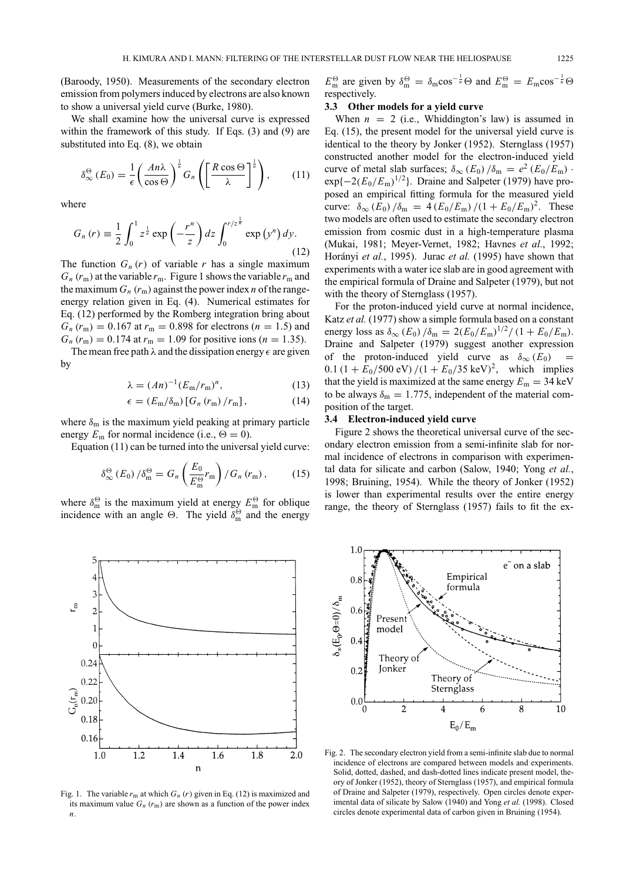(Baroody, 1950). Measurements of the secondary electron emission from polymers induced by electrons are also known to show a universal yield curve (Burke, 1980).

We shall examine how the universal curve is expressed within the framework of this study. If Eqs. (3) and (9) are substituted into Eq. (8), we obtain

$$\delta_{\infty}^{\Theta}(E_0) = \frac{1}{\epsilon}\left(\frac{An\lambda}{\cos\Theta}\right)^{\frac{1}{n}} G_n\left(\left[\frac{R\cos\Theta}{\lambda}\right]^{\frac{1}{n}}\right), \tag{11}$$

where

$$G_n(r) \equiv \frac{1}{2}\int_0^1 z^{\frac{1}{n}} \exp\left(-\frac{r^n}{z}\right) dz \int_0^{r/z^{\frac{1}{n}}} \exp\left(y^n\right) dy. \tag{12}$$

The function $G_n(r)$ of variable $r$ has a single maximum $G_n(r_{\rm m})$ at the variable $r_{\rm m}$. Figure 1 shows the variable $r_{\rm m}$ and the maximum $G_n(r_{\rm m})$ against the power index $n$ of the range-energy relation given in Eq. (4). Numerical estimates for Eq. (12) performed by the Romberg integration bring about $G_n(r_{\rm m}) = 0.167$ at $r_{\rm m} = 0.898$ for electrons ($n = 1.5$) and $G_n(r_{\rm m}) = 0.174$ at $r_{\rm m} = 1.09$ for positive ions ($n = 1.35$).

The mean free path $\lambda$ and the dissipation energy $\epsilon$ are given by

$$\lambda = (An)^{-1}(E_{\rm m}/r_{\rm m})^n, \tag{13}$$

$$\epsilon = (E_{\rm m}/\delta_{\rm m})\left[G_n(r_{\rm m})/r_{\rm m}\right], \tag{14}$$

where $\delta_{\rm m}$ is the maximum yield peaking at primary particle energy $E_{\rm m}$ for normal incidence (i.e., $\Theta = 0$).

Equation (11) can be turned into the universal yield curve:

$$\delta_{\infty}^{\Theta}(E_0)/\delta_{\rm m}^{\Theta} = G_n\left(\frac{E_0}{E_{\rm m}^{\Theta}} r_{\rm m}\right)/G_n(r_{\rm m}), \tag{15}$$

where $\delta_{\rm m}^{\Theta}$ is the maximum yield at energy $E_{\rm m}^{\Theta}$ for oblique incidence with an angle $\Theta$. The yield $\delta_{\rm m}^{\Theta}$ and the energy $E_{\rm m}^{\Theta}$ are given by $\delta_{\rm m}^{\Theta} = \delta_{\rm m}\cos^{-\frac{1}{n}}\Theta$ and $E_{\rm m}^{\Theta} = E_{\rm m}\cos^{-\frac{1}{n}}\Theta$ respectively.

### 3.3 Other models for a yield curve

When $n = 2$ (i.e., Whiddington's law) is assumed in Eq. (15), the present model for the universal yield curve is identical to the theory by Jonker (1952). Sternglass (1957) constructed another model for the electron-induced yield curve of metal slab surfaces; $\delta_{\infty}(E_0)/\delta_{\rm m} = e^2(E_0/E_{\rm m}) \cdot \exp\{-2(E_0/E_{\rm m})^{1/2}\}$. Draine and Salpeter (1979) have proposed an empirical fitting formula for the measured yield curve: $\delta_{\infty}(E_0)/\delta_{\rm m} = 4(E_0/E_{\rm m})/(1 + E_0/E_{\rm m})^2$. These two models are often used to estimate the secondary electron emission from cosmic dust in a high-temperature plasma (Mukai, 1981; Meyer-Vernet, 1982; Havnes *et al.*, 1992; Horányi *et al.*, 1995). Jurac *et al.* (1995) have shown that experiments with a water ice slab are in good agreement with the empirical formula of Draine and Salpeter (1979), but not with the theory of Sternglass (1957).

For the proton-induced yield curve at normal incidence, Katz *et al.* (1977) show a simple formula based on a constant energy loss as $\delta_{\infty}(E_0)/\delta_{\rm m} = 2(E_0/E_{\rm m})^{1/2}/(1 + E_0/E_{\rm m})$. Draine and Salpeter (1979) suggest another expression of the proton-induced yield curve as $\delta_{\infty}(E_0) = 0.1(1 + E_0/500\ {\rm eV})/(1 + E_0/35\ {\rm keV})^2$, which implies that the yield is maximized at the same energy $E_{\rm m} = 34$ keV to be always $\delta_{\rm m} = 1.775$, independent of the material composition of the target.

### 3.4 Electron-induced yield curve

Figure 2 shows the theoretical universal curve of the secondary electron emission from a semi-infinite slab for normal incidence of electrons in comparison with experimental data for silicate and carbon (Salow, 1940; Yong *et al.*, 1998; Bruining, 1954). While the theory of Jonker (1952) is lower than experimental results over the entire energy range, the theory of Sternglass (1957) fails to fit the ex-

Fig. 1. The variable $r_{\rm m}$ at which $G_n(r)$ given in Eq. (12) is maximized and its maximum value $G_n(r_{\rm m})$ are shown as a function of the power index $n$.

Fig. 2. The secondary electron yield from a semi-infinite slab due to normal incidence of electrons are compared between models and experiments. Solid, dotted, dashed, and dash-dotted lines indicate present model, theory of Jonker (1952), theory of Sternglass (1957), and empirical formula of Draine and Salpeter (1979), respectively. Open circles denote experimental data of silicate by Salow (1940) and Yong *et al.* (1998). Closed circles denote experimental data of carbon given in Bruining (1954).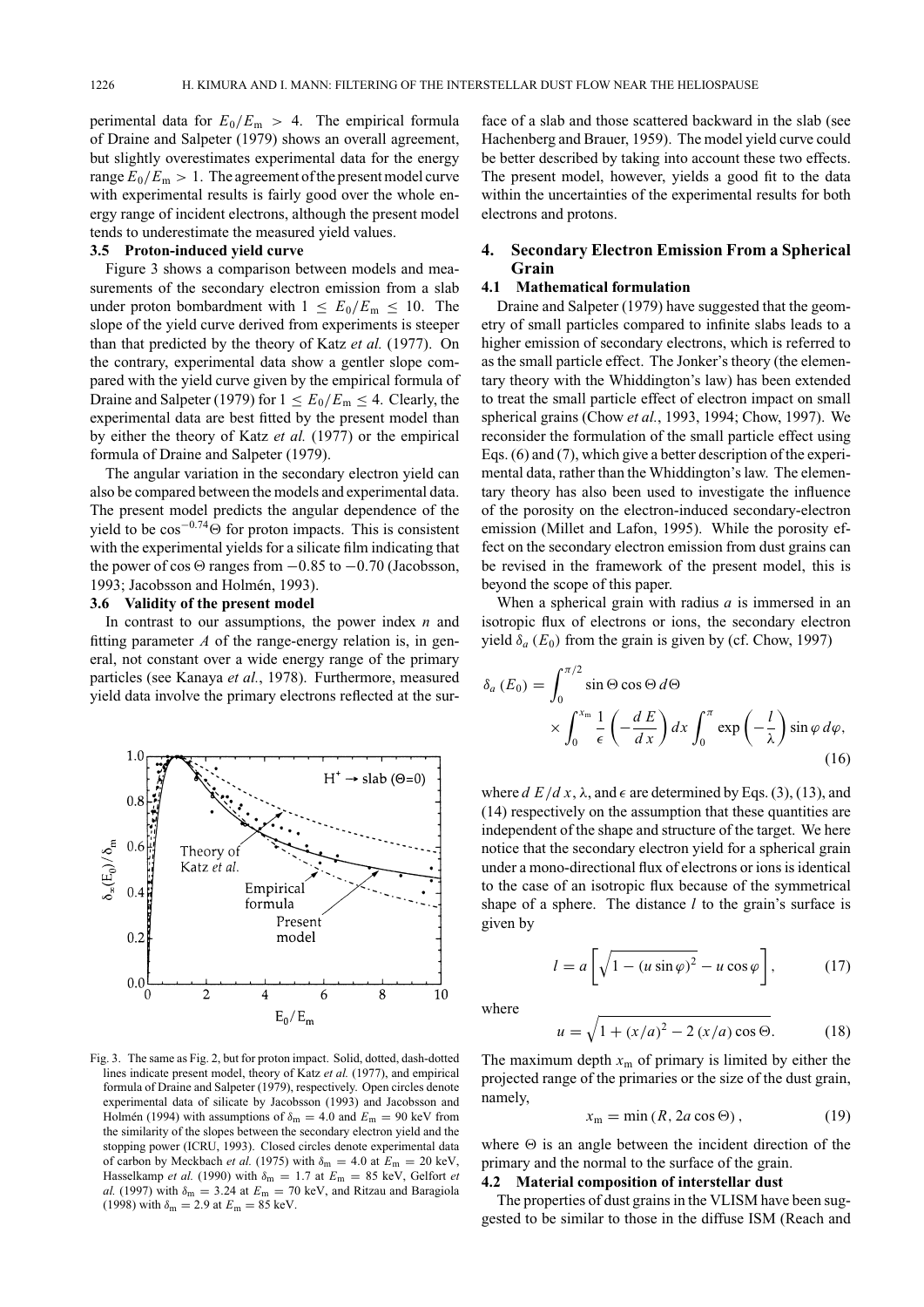perimental data for $E_0/E_m > 4$. The empirical formula of Draine and Salpeter (1979) shows an overall agreement, but slightly overestimates experimental data for the energy range $E_0/E_m > 1$. The agreement of the present model curve with experimental results is fairly good over the whole energy range of incident electrons, although the present model tends to underestimate the measured yield values.

### 3.5 Proton-induced yield curve

Figure 3 shows a comparison between models and measurements of the secondary electron emission from a slab under proton bombardment with $1 \leq E_0/E_m \leq 10$. The slope of the yield curve derived from experiments is steeper than that predicted by the theory of Katz *et al.* (1977). On the contrary, experimental data show a gentler slope compared with the yield curve given by the empirical formula of Draine and Salpeter (1979) for $1 \leq E_0/E_m \leq 4$. Clearly, the experimental data are best fitted by the present model than by either the theory of Katz *et al.* (1977) or the empirical formula of Draine and Salpeter (1979).

The angular variation in the secondary electron yield can also be compared between the models and experimental data. The present model predicts the angular dependence of the yield to be $\cos^{-0.74}\Theta$ for proton impacts. This is consistent with the experimental yields for a silicate film indicating that the power of $\cos\Theta$ ranges from $-0.85$ to $-0.70$ (Jacobsson, 1993; Jacobsson and Holmén, 1993).

### 3.6 Validity of the present model

In contrast to our assumptions, the power index $n$ and fitting parameter $A$ of the range-energy relation is, in general, not constant over a wide energy range of the primary particles (see Kanaya *et al.*, 1978). Furthermore, measured yield data involve the primary electrons reflected at the surface of a slab and those scattered backward in the slab (see Hachenberg and Brauer, 1959). The model yield curve could be better described by taking into account these two effects. The present model, however, yields a good fit to the data within the uncertainties of the experimental results for both electrons and protons.

Fig. 3. The same as Fig. 2, but for proton impact. Solid, dotted, dash-dotted lines indicate present model, theory of Katz *et al.* (1977), and empirical formula of Draine and Salpeter (1979), respectively. Open circles denote experimental data of silicate by Jacobsson (1993) and Jacobsson and Holmén (1994) with assumptions of $\delta_m = 4.0$ and $E_m = 90$ keV from the similarity of the slopes between the secondary electron yield and the stopping power (ICRU, 1993). Closed circles denote experimental data of carbon by Meckbach *et al.* (1975) with $\delta_m = 4.0$ at $E_m = 20$ keV, Hasselkamp *et al.* (1990) with $\delta_m = 1.7$ at $E_m = 85$ keV, Gelfort *et al.* (1997) with $\delta_m = 3.24$ at $E_m = 70$ keV, and Ritzau and Baragiola (1998) with $\delta_m = 2.9$ at $E_m = 85$ keV.

## 4. Secondary Electron Emission From a Spherical Grain

### 4.1 Mathematical formulation

Draine and Salpeter (1979) have suggested that the geometry of small particles compared to infinite slabs leads to a higher emission of secondary electrons, which is referred to as the small particle effect. The Jonker's theory (the elementary theory with the Whiddington's law) has been extended to treat the small particle effect of electron impact on small spherical grains (Chow *et al.*, 1993, 1994; Chow, 1997). We reconsider the formulation of the small particle effect using Eqs. (6) and (7), which give a better description of the experimental data, rather than the Whiddington's law. The elementary theory has also been used to investigate the influence of the porosity on the electron-induced secondary-electron emission (Millet and Lafon, 1995). While the porosity effect on the secondary electron emission from dust grains can be revised in the framework of the present model, this is beyond the scope of this paper.

When a spherical grain with radius $a$ is immersed in an isotropic flux of electrons or ions, the secondary electron yield $\delta_a(E_0)$ from the grain is given by (cf. Chow, 1997)

$$\delta_a(E_0) = \int_0^{\pi/2} \sin\Theta\cos\Theta\, d\Theta \times \int_0^{x_m} \frac{1}{\epsilon}\left(-\frac{dE}{dx}\right) dx \int_0^{\pi} \exp\left(-\frac{l}{\lambda}\right)\sin\varphi\, d\varphi, \tag{16}$$

where $dE/dx$, $\lambda$, and $\epsilon$ are determined by Eqs. (3), (13), and (14) respectively on the assumption that these quantities are independent of the shape and structure of the target. We here notice that the secondary electron yield for a spherical grain under a mono-directional flux of electrons or ions is identical to the case of an isotropic flux because of the symmetrical shape of a sphere. The distance $l$ to the grain's surface is given by

$$l = a\left[\sqrt{1-(u\sin\varphi)^2} - u\cos\varphi\right], \tag{17}$$

where

$$u = \sqrt{1+(x/a)^2 - 2(x/a)\cos\Theta}. \tag{18}$$

The maximum depth $x_m$ of primary is limited by either the projected range of the primaries or the size of the dust grain, namely,

$$x_m = \min(R, 2a\cos\Theta), \tag{19}$$

where $\Theta$ is an angle between the incident direction of the primary and the normal to the surface of the grain.

### 4.2 Material composition of interstellar dust

The properties of dust grains in the VLISM have been suggested to be similar to those in the diffuse ISM (Reach and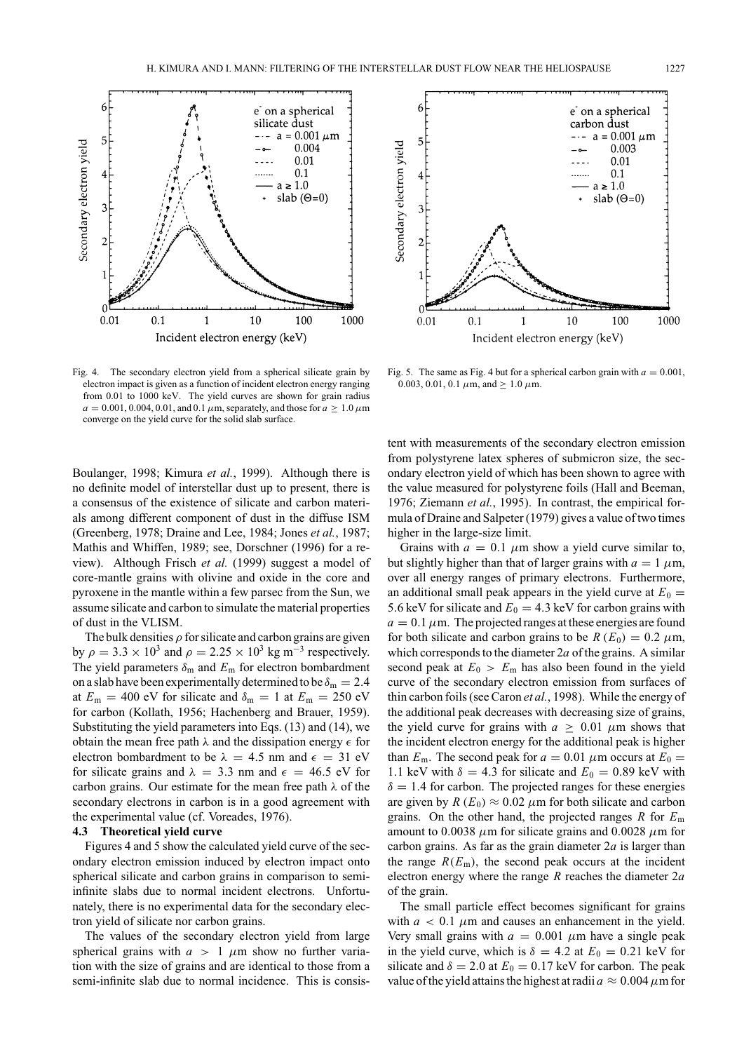Fig. 4. The secondary electron yield from a spherical silicate grain by electron impact is given as a function of incident electron energy ranging from 0.01 to 1000 keV. The yield curves are shown for grain radius $a = 0.001$, 0.004, 0.01, and 0.1 $\mu$m, separately, and those for $a \geq 1.0$ $\mu$m converge on the yield curve for the solid slab surface.

Fig. 5. The same as Fig. 4 but for a spherical carbon grain with $a = 0.001$, 0.003, 0.01, 0.1 $\mu$m, and $\geq 1.0$ $\mu$m.

Boulanger, 1998; Kimura *et al.*, 1999). Although there is no definite model of interstellar dust up to present, there is a consensus of the existence of silicate and carbon materials among different component of dust in the diffuse ISM (Greenberg, 1978; Draine and Lee, 1984; Jones *et al.*, 1987; Mathis and Whiffen, 1989; see, Dorschner (1996) for a review). Although Frisch *et al.* (1999) suggest a model of core-mantle grains with olivine and oxide in the core and pyroxene in the mantle within a few parsec from the Sun, we assume silicate and carbon to simulate the material properties of dust in the VLISM.

The bulk densities $\rho$ for silicate and carbon grains are given by $\rho = 3.3 \times 10^3$ and $\rho = 2.25 \times 10^3$ kg m$^{-3}$ respectively. The yield parameters $\delta_m$ and $E_m$ for electron bombardment on a slab have been experimentally determined to be $\delta_m = 2.4$ at $E_m = 400$ eV for silicate and $\delta_m = 1$ at $E_m = 250$ eV for carbon (Kollath, 1956; Hachenberg and Brauer, 1959). Substituting the yield parameters into Eqs. (13) and (14), we obtain the mean free path $\lambda$ and the dissipation energy $\epsilon$ for electron bombardment to be $\lambda = 4.5$ nm and $\epsilon = 31$ eV for silicate grains and $\lambda = 3.3$ nm and $\epsilon = 46.5$ eV for carbon grains. Our estimate for the mean free path $\lambda$ of the secondary electrons in carbon is in a good agreement with the experimental value (cf. Voreades, 1976).

### 4.3 Theoretical yield curve

Figures 4 and 5 show the calculated yield curve of the secondary electron emission induced by electron impact onto spherical silicate and carbon grains in comparison to semi-infinite slabs due to normal incident electrons. Unfortunately, there is no experimental data for the secondary electron yield of silicate nor carbon grains.

The values of the secondary electron yield from large spherical grains with $a > 1$ $\mu$m show no further variation with the size of grains and are identical to those from a semi-infinite slab due to normal incidence. This is consistent with measurements of the secondary electron emission from polystyrene latex spheres of submicron size, the secondary electron yield of which has been shown to agree with the value measured for polystyrene foils (Hall and Beeman, 1976; Ziemann *et al.*, 1995). In contrast, the empirical formula of Draine and Salpeter (1979) gives a value of two times higher in the large-size limit.

Grains with $a = 0.1$ $\mu$m show a yield curve similar to, but slightly higher than that of larger grains with $a = 1$ $\mu$m, over all energy ranges of primary electrons. Furthermore, an additional small peak appears in the yield curve at $E_0 = 5.6$ keV for silicate and $E_0 = 4.3$ keV for carbon grains with $a = 0.1$ $\mu$m. The projected ranges at these energies are found for both silicate and carbon grains to be $R(E_0) = 0.2$ $\mu$m, which corresponds to the diameter $2a$ of the grains. A similar second peak at $E_0 > E_m$ has also been found in the yield curve of the secondary electron emission from surfaces of thin carbon foils (see Caron *et al.*, 1998). While the energy of the additional peak decreases with decreasing size of grains, the yield curve for grains with $a \geq 0.01$ $\mu$m shows that the incident electron energy for the additional peak is higher than $E_m$. The second peak for $a = 0.01$ $\mu$m occurs at $E_0 = 1.1$ keV with $\delta = 4.3$ for silicate and $E_0 = 0.89$ keV with $\delta = 1.4$ for carbon. The projected ranges for these energies are given by $R(E_0) \approx 0.02$ $\mu$m for both silicate and carbon grains. On the other hand, the projected ranges $R$ for $E_m$ amount to 0.0038 $\mu$m for silicate grains and 0.0028 $\mu$m for carbon grains. As far as the grain diameter $2a$ is larger than the range $R(E_m)$, the second peak occurs at the incident electron energy where the range $R$ reaches the diameter $2a$ of the grain.

The small particle effect becomes significant for grains with $a < 0.1$ $\mu$m and causes an enhancement in the yield. Very small grains with $a = 0.001$ $\mu$m have a single peak in the yield curve, which is $\delta = 4.2$ at $E_0 = 0.21$ keV for silicate and $\delta = 2.0$ at $E_0 = 0.17$ keV for carbon. The peak value of the yield attains the highest at radii $a \approx 0.004$ $\mu$m for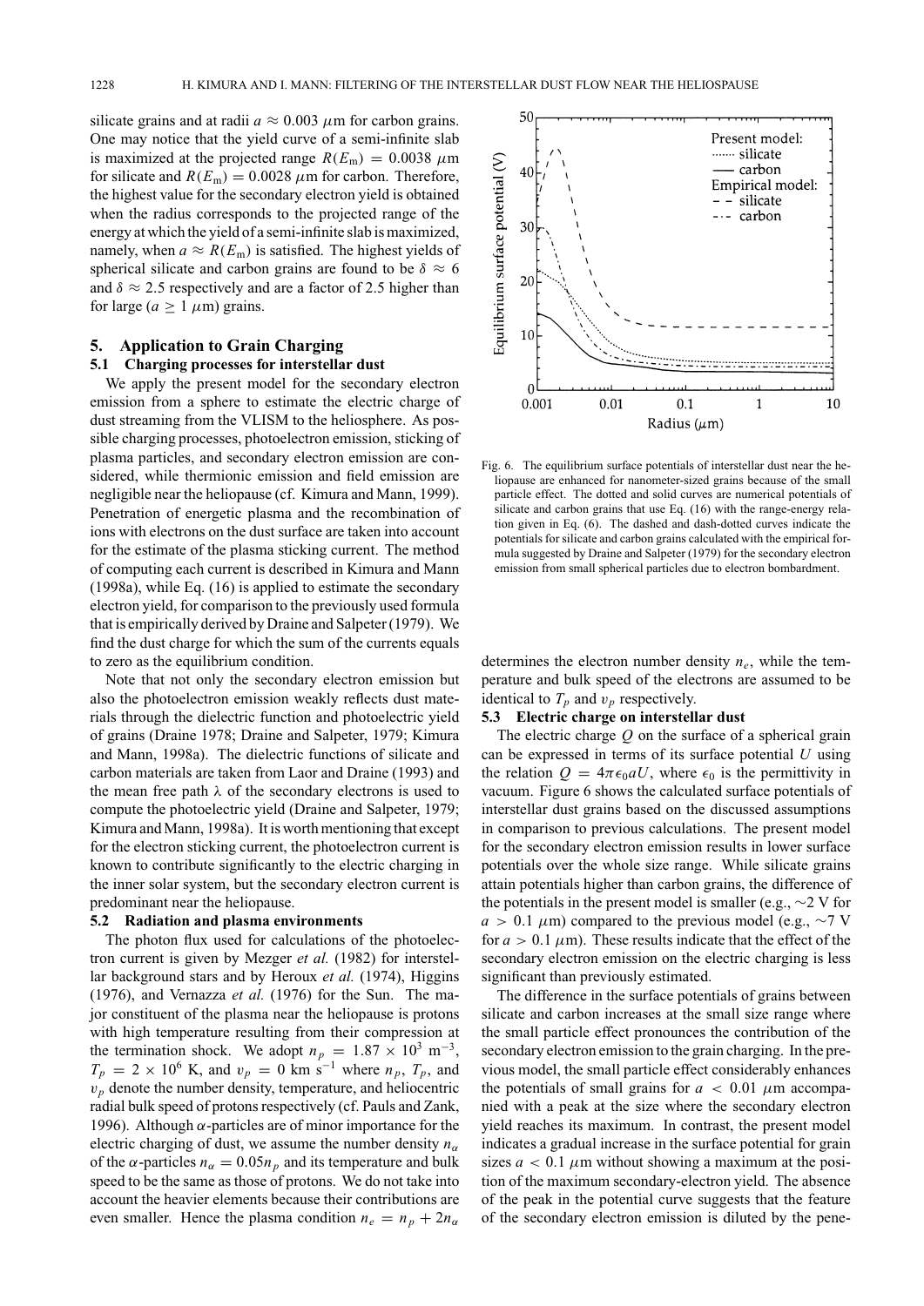silicate grains and at radii $a \approx 0.003$ $\mu$m for carbon grains. One may notice that the yield curve of a semi-infinite slab is maximized at the projected range $R(E_{\rm m}) = 0.0038$ $\mu$m for silicate and $R(E_{\rm m}) = 0.0028$ $\mu$m for carbon. Therefore, the highest value for the secondary electron yield is obtained when the radius corresponds to the projected range of the energy at which the yield of a semi-infinite slab is maximized, namely, when $a \approx R(E_{\rm m})$ is satisfied. The highest yields of spherical silicate and carbon grains are found to be $\delta \approx 6$ and $\delta \approx 2.5$ respectively and are a factor of 2.5 higher than for large ($a \geq 1$ $\mu$m) grains.

## 5. Application to Grain Charging

### 5.1 Charging processes for interstellar dust

We apply the present model for the secondary electron emission from a sphere to estimate the electric charge of dust streaming from the VLISM to the heliosphere. As possible charging processes, photoelectron emission, sticking of plasma particles, and secondary electron emission are considered, while thermionic emission and field emission are negligible near the heliopause (cf. Kimura and Mann, 1999). Penetration of energetic plasma and the recombination of ions with electrons on the dust surface are taken into account for the estimate of the plasma sticking current. The method of computing each current is described in Kimura and Mann (1998a), while Eq. (16) is applied to estimate the secondary electron yield, for comparison to the previously used formula that is empirically derived by Draine and Salpeter (1979). We find the dust charge for which the sum of the currents equals to zero as the equilibrium condition.

Note that not only the secondary electron emission but also the photoelectron emission weakly reflects dust materials through the dielectric function and photoelectric yield of grains (Draine 1978; Draine and Salpeter, 1979; Kimura and Mann, 1998a). The dielectric functions of silicate and carbon materials are taken from Laor and Draine (1993) and the mean free path $\lambda$ of the secondary electrons is used to compute the photoelectric yield (Draine and Salpeter, 1979; Kimura and Mann, 1998a). It is worth mentioning that except for the electron sticking current, the photoelectron current is known to contribute significantly to the electric charging in the inner solar system, but the secondary electron current is predominant near the heliopause.

### 5.2 Radiation and plasma environments

The photon flux used for calculations of the photoelectron current is given by Mezger *et al.* (1982) for interstellar background stars and by Heroux *et al.* (1974), Higgins (1976), and Vernazza *et al.* (1976) for the Sun. The major constituent of the plasma near the heliopause is protons with high temperature resulting from their compression at the termination shock. We adopt $n_p = 1.87 \times 10^3$ m$^{-3}$, $T_p = 2 \times 10^6$ K, and $v_p = 0$ km s$^{-1}$ where $n_p$, $T_p$, and $v_p$ denote the number density, temperature, and heliocentric radial bulk speed of protons respectively (cf. Pauls and Zank, 1996). Although $\alpha$-particles are of minor importance for the electric charging of dust, we assume the number density $n_\alpha$ of the $\alpha$-particles $n_\alpha = 0.05 n_p$ and its temperature and bulk speed to be the same as those of protons. We do not take into account the heavier elements because their contributions are even smaller. Hence the plasma condition $n_e = n_p + 2n_\alpha$ determines the electron number density $n_e$, while the temperature and bulk speed of the electrons are assumed to be identical to $T_p$ and $v_p$ respectively.

Fig. 6. The equilibrium surface potentials of interstellar dust near the heliopause are enhanced for nanometer-sized grains because of the small particle effect. The dotted and solid curves are numerical potentials of silicate and carbon grains that use Eq. (16) with the range-energy relation given in Eq. (6). The dashed and dash-dotted curves indicate the potentials for silicate and carbon grains calculated with the empirical formula suggested by Draine and Salpeter (1979) for the secondary electron emission from small spherical particles due to electron bombardment.

### 5.3 Electric charge on interstellar dust

The electric charge $Q$ on the surface of a spherical grain can be expressed in terms of its surface potential $U$ using the relation $Q = 4\pi\epsilon_0 a U$, where $\epsilon_0$ is the permittivity in vacuum. Figure 6 shows the calculated surface potentials of interstellar dust grains based on the discussed assumptions in comparison to previous calculations. The present model for the secondary electron emission results in lower surface potentials over the whole size range. While silicate grains attain potentials higher than carbon grains, the difference of the potentials in the present model is smaller (e.g., $\sim$2 V for $a > 0.1$ $\mu$m) compared to the previous model (e.g., $\sim$7 V for $a > 0.1$ $\mu$m). These results indicate that the effect of the secondary electron emission on the electric charging is less significant than previously estimated.

The difference in the surface potentials of grains between silicate and carbon increases at the small size range where the small particle effect pronounces the contribution of the secondary electron emission to the grain charging. In the previous model, the small particle effect considerably enhances the potentials of small grains for $a < 0.01$ $\mu$m accompanied with a peak at the size where the secondary electron yield reaches its maximum. In contrast, the present model indicates a gradual increase in the surface potential for grain sizes $a < 0.1$ $\mu$m without showing a maximum at the position of the maximum secondary-electron yield. The absence of the peak in the potential curve suggests that the feature of the secondary electron emission is diluted by the pene-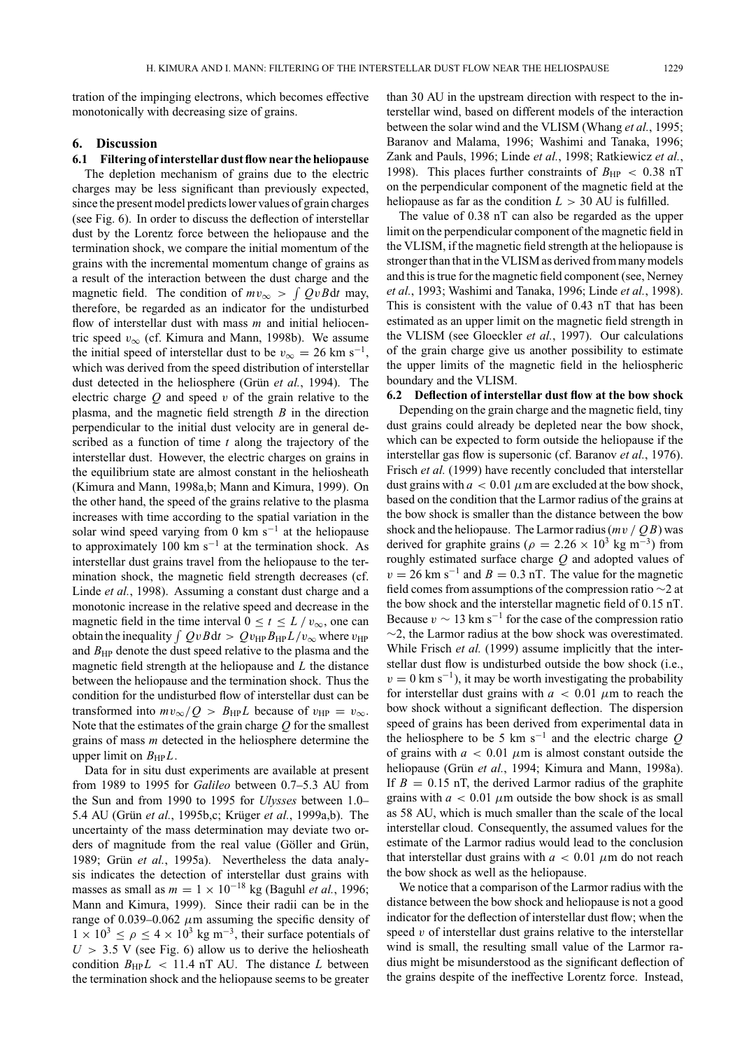tration of the impinging electrons, which becomes effective monotonically with decreasing size of grains.

## 6. Discussion

### 6.1 Filtering of interstellar dust flow near the heliopause

The depletion mechanism of grains due to the electric charges may be less significant than previously expected, since the present model predicts lower values of grain charges (see Fig. 6). In order to discuss the deflection of interstellar dust by the Lorentz force between the heliopause and the termination shock, we compare the initial momentum of the grains with the incremental momentum change of grains as a result of the interaction between the dust charge and the magnetic field. The condition of $mv_\infty > \int QvB\mathrm{d}t$ may, therefore, be regarded as an indicator for the undisturbed flow of interstellar dust with mass $m$ and initial heliocentric speed $v_\infty$ (cf. Kimura and Mann, 1998b). We assume the initial speed of interstellar dust to be $v_\infty = 26$ km s$^{-1}$, which was derived from the speed distribution of interstellar dust detected in the heliosphere (Grün *et al.*, 1994). The electric charge $Q$ and speed $v$ of the grain relative to the plasma, and the magnetic field strength $B$ in the direction perpendicular to the initial dust velocity are in general described as a function of time $t$ along the trajectory of the interstellar dust. However, the electric charges on grains in the equilibrium state are almost constant in the heliosheath (Kimura and Mann, 1998a,b; Mann and Kimura, 1999). On the other hand, the speed of the grains relative to the plasma increases with time according to the spatial variation in the solar wind speed varying from 0 km s$^{-1}$ at the heliopause to approximately 100 km s$^{-1}$ at the termination shock. As interstellar dust grains travel from the heliopause to the termination shock, the magnetic field strength decreases (cf. Linde *et al.*, 1998). Assuming a constant dust charge and a monotonic increase in the relative speed and decrease in the magnetic field in the time interval $0 \le t \le L / v_\infty$, one can obtain the inequality $\int QvB\mathrm{d}t > Qv_{\mathrm{HP}}B_{\mathrm{HP}}L/v_\infty$ where $v_{\mathrm{HP}}$ and $B_{\mathrm{HP}}$ denote the dust speed relative to the plasma and the magnetic field strength at the heliopause and $L$ the distance between the heliopause and the termination shock. Thus the condition for the undisturbed flow of interstellar dust can be transformed into $mv_\infty/Q > B_{\mathrm{HP}}L$ because of $v_{\mathrm{HP}} = v_\infty$. Note that the estimates of the grain charge $Q$ for the smallest grains of mass $m$ detected in the heliosphere determine the upper limit on $B_{\mathrm{HP}}L$.

Data for in situ dust experiments are available at present from 1989 to 1995 for *Galileo* between 0.7–5.3 AU from the Sun and from 1990 to 1995 for *Ulysses* between 1.0–5.4 AU (Grün *et al.*, 1995b,c; Krüger *et al.*, 1999a,b). The uncertainty of the mass determination may deviate two orders of magnitude from the real value (Göller and Grün, 1989; Grün *et al.*, 1995a). Nevertheless the data analysis indicates the detection of interstellar dust grains with masses as small as $m = 1 \times 10^{-18}$ kg (Baguhl *et al.*, 1996; Mann and Kimura, 1999). Since their radii can be in the range of 0.039–0.062 $\mu$m assuming the specific density of $1 \times 10^3 \le \rho \le 4 \times 10^3$ kg m$^{-3}$, their surface potentials of $U > 3.5$ V (see Fig. 6) allow us to derive the heliosheath condition $B_{\mathrm{HP}}L < 11.4$ nT AU. The distance $L$ between the termination shock and the heliopause seems to be greater than 30 AU in the upstream direction with respect to the interstellar wind, based on different models of the interaction between the solar wind and the VLISM (Whang *et al.*, 1995; Baranov and Malama, 1996; Washimi and Tanaka, 1996; Zank and Pauls, 1996; Linde *et al.*, 1998; Ratkiewicz *et al.*, 1998). This places further constraints of $B_{\mathrm{HP}} < 0.38$ nT on the perpendicular component of the magnetic field at the heliopause as far as the condition $L > 30$ AU is fulfilled.

The value of 0.38 nT can also be regarded as the upper limit on the perpendicular component of the magnetic field in the VLISM, if the magnetic field strength at the heliopause is stronger than that in the VLISM as derived from many models and this is true for the magnetic field component (see, Nerney *et al.*, 1993; Washimi and Tanaka, 1996; Linde *et al.*, 1998). This is consistent with the value of 0.43 nT that has been estimated as an upper limit on the magnetic field strength in the VLISM (see Gloeckler *et al.*, 1997). Our calculations of the grain charge give us another possibility to estimate the upper limits of the magnetic field in the heliospheric boundary and the VLISM.

### 6.2 Deflection of interstellar dust flow at the bow shock

Depending on the grain charge and the magnetic field, tiny dust grains could already be depleted near the bow shock, which can be expected to form outside the heliopause if the interstellar gas flow is supersonic (cf. Baranov *et al.*, 1976). Frisch *et al.* (1999) have recently concluded that interstellar dust grains with $a < 0.01$ $\mu$m are excluded at the bow shock, based on the condition that the Larmor radius of the grains at the bow shock is smaller than the distance between the bow shock and the heliopause. The Larmor radius ($mv$ / $QB$) was derived for graphite grains ($\rho = 2.26 \times 10^3$ kg m$^{-3}$) from roughly estimated surface charge $Q$ and adopted values of $v = 26$ km s$^{-1}$ and $B = 0.3$ nT. The value for the magnetic field comes from assumptions of the compression ratio $\sim$2 at the bow shock and the interstellar magnetic field of 0.15 nT. Because $v \sim 13$ km s$^{-1}$ for the case of the compression ratio $\sim$2, the Larmor radius at the bow shock was overestimated. While Frisch *et al.* (1999) assume implicitly that the interstellar dust flow is undisturbed outside the bow shock (i.e., $v = 0$ km s$^{-1}$), it may be worth investigating the probability for interstellar dust grains with $a < 0.01$ $\mu$m to reach the bow shock without a significant deflection. The dispersion speed of grains has been derived from experimental data in the heliosphere to be 5 km s$^{-1}$ and the electric charge $Q$ of grains with $a < 0.01$ $\mu$m is almost constant outside the heliopause (Grün *et al.*, 1994; Kimura and Mann, 1998a). If $B = 0.15$ nT, the derived Larmor radius of the graphite grains with $a < 0.01$ $\mu$m outside the bow shock is as small as 58 AU, which is much smaller than the scale of the local interstellar cloud. Consequently, the assumed values for the estimate of the Larmor radius would lead to the conclusion that interstellar dust grains with $a < 0.01$ $\mu$m do not reach the bow shock as well as the heliopause.

We notice that a comparison of the Larmor radius with the distance between the bow shock and heliopause is not a good indicator for the deflection of interstellar dust flow; when the speed $v$ of interstellar dust grains relative to the interstellar wind is small, the resulting small value of the Larmor radius might be misunderstood as the significant deflection of the grains despite of the ineffective Lorentz force. Instead,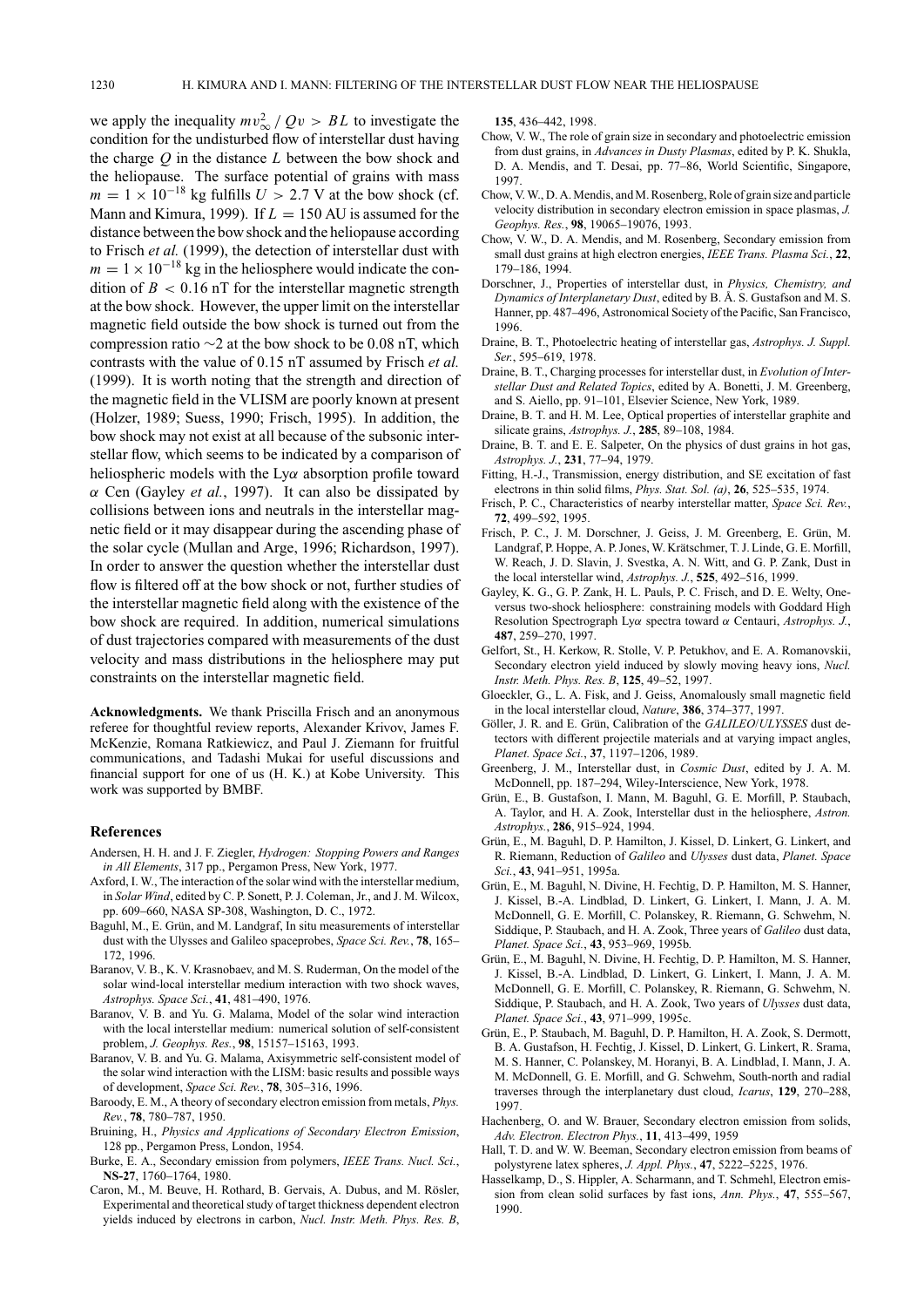we apply the inequality $mv_\infty^2 / Qv > BL$ to investigate the condition for the undisturbed flow of interstellar dust having the charge $Q$ in the distance $L$ between the bow shock and the heliopause. The surface potential of grains with mass $m = 1 \times 10^{-18}$ kg fulfills $U > 2.7$ V at the bow shock (cf. Mann and Kimura, 1999). If $L = 150$ AU is assumed for the distance between the bow shock and the heliopause according to Frisch *et al.* (1999), the detection of interstellar dust with $m = 1 \times 10^{-18}$ kg in the heliosphere would indicate the condition of $B < 0.16$ nT for the interstellar magnetic strength at the bow shock. However, the upper limit on the interstellar magnetic field outside the bow shock is turned out from the compression ratio $\sim 2$ at the bow shock to be 0.08 nT, which contrasts with the value of 0.15 nT assumed by Frisch *et al.* (1999). It is worth noting that the strength and direction of the magnetic field in the VLISM are poorly known at present (Holzer, 1989; Suess, 1990; Frisch, 1995). In addition, the bow shock may not exist at all because of the subsonic interstellar flow, which seems to be indicated by a comparison of heliospheric models with the Ly$\alpha$ absorption profile toward $\alpha$ Cen (Gayley *et al.*, 1997). It can also be dissipated by collisions between ions and neutrals in the interstellar magnetic field or it may disappear during the ascending phase of the solar cycle (Mullan and Arge, 1996; Richardson, 1997). In order to answer the question whether the interstellar dust flow is filtered off at the bow shock or not, further studies of the interstellar magnetic field along with the existence of the bow shock are required. In addition, numerical simulations of dust trajectories compared with measurements of the dust velocity and mass distributions in the heliosphere may put constraints on the interstellar magnetic field.

**Acknowledgments.** We thank Priscilla Frisch and an anonymous referee for thoughtful review reports, Alexander Krivov, James F. McKenzie, Romana Ratkiewicz, and Paul J. Ziemann for fruitful communications, and Tadashi Mukai for useful discussions and financial support for one of us (H. K.) at Kobe University. This work was supported by BMBF.

## References

Andersen, H. H. and J. F. Ziegler, *Hydrogen: Stopping Powers and Ranges in All Elements*, 317 pp., Pergamon Press, New York, 1977.

Axford, I. W., The interaction of the solar wind with the interstellar medium, in *Solar Wind*, edited by C. P. Sonett, P. J. Coleman, Jr., and J. M. Wilcox, pp. 609–660, NASA SP-308, Washington, D. C., 1972.

Baguhl, M., E. Grün, and M. Landgraf, In situ measurements of interstellar dust with the Ulysses and Galileo spaceprobes, *Space Sci. Rev.*, **78**, 165–172, 1996.

Baranov, V. B., K. V. Krasnobaev, and M. S. Ruderman, On the model of the solar wind-local interstellar medium interaction with two shock waves, *Astrophys. Space Sci.*, **41**, 481–490, 1976.

Baranov, V. B. and Yu. G. Malama, Model of the solar wind interaction with the local interstellar medium: numerical solution of self-consistent problem, *J. Geophys. Res.*, **98**, 15157–15163, 1993.

Baranov, V. B. and Yu. G. Malama, Axisymmetric self-consistent model of the solar wind interaction with the LISM: basic results and possible ways of development, *Space Sci. Rev.*, **78**, 305–316, 1996.

Baroody, E. M., A theory of secondary electron emission from metals, *Phys. Rev.*, **78**, 780–787, 1950.

Bruining, H., *Physics and Applications of Secondary Electron Emission*, 128 pp., Pergamon Press, London, 1954.

Burke, E. A., Secondary emission from polymers, *IEEE Trans. Nucl. Sci.*, **NS-27**, 1760–1764, 1980.

Caron, M., M. Beuve, H. Rothard, B. Gervais, A. Dubus, and M. Rösler, Experimental and theoretical study of target thickness dependent electron yields induced by electrons in carbon, *Nucl. Instr. Meth. Phys. Res. B*, **135**, 436–442, 1998.

Chow, V. W., The role of grain size in secondary and photoelectric emission from dust grains, in *Advances in Dusty Plasmas*, edited by P. K. Shukla, D. A. Mendis, and T. Desai, pp. 77–86, World Scientific, Singapore, 1997.

Chow, V. W., D. A. Mendis, and M. Rosenberg, Role of grain size and particle velocity distribution in secondary electron emission in space plasmas, *J. Geophys. Res.*, **98**, 19065–19076, 1993.

Chow, V. W., D. A. Mendis, and M. Rosenberg, Secondary emission from small dust grains at high electron energies, *IEEE Trans. Plasma Sci.*, **22**, 179–186, 1994.

Dorschner, J., Properties of interstellar dust, in *Physics, Chemistry, and Dynamics of Interplanetary Dust*, edited by B. Å. S. Gustafson and M. S. Hanner, pp. 487–496, Astronomical Society of the Pacific, San Francisco, 1996.

Draine, B. T., Photoelectric heating of interstellar gas, *Astrophys. J. Suppl. Ser.*, 595–619, 1978.

Draine, B. T., Charging processes for interstellar dust, in *Evolution of Interstellar Dust and Related Topics*, edited by A. Bonetti, J. M. Greenberg, and S. Aiello, pp. 91–101, Elsevier Science, New York, 1989.

Draine, B. T. and H. M. Lee, Optical properties of interstellar graphite and silicate grains, *Astrophys. J.*, **285**, 89–108, 1984.

Draine, B. T. and E. E. Salpeter, On the physics of dust grains in hot gas, *Astrophys. J.*, **231**, 77–94, 1979.

Fitting, H.-J., Transmission, energy distribution, and SE excitation of fast electrons in thin solid films, *Phys. Stat. Sol. (a)*, **26**, 525–535, 1974.

Frisch, P. C., Characteristics of nearby interstellar matter, *Space Sci. Rev.*, **72**, 499–592, 1995.

Frisch, P. C., J. M. Dorschner, J. Geiss, J. M. Greenberg, E. Grün, M. Landgraf, P. Hoppe, A. P. Jones, W. Krätschmer, T. J. Linde, G. E. Morfill, W. Reach, J. D. Slavin, J. Svestka, A. N. Witt, and G. P. Zank, Dust in the local interstellar wind, *Astrophys. J.*, **525**, 492–516, 1999.

Gayley, K. G., G. P. Zank, H. L. Pauls, P. C. Frisch, and D. E. Welty, One-versus two-shock heliosphere: constraining models with Goddard High Resolution Spectrograph Ly$\alpha$ spectra toward $\alpha$ Centauri, *Astrophys. J.*, **487**, 259–270, 1997.

Gelfort, St., H. Kerkow, R. Stolle, V. P. Petukhov, and E. A. Romanovskii, Secondary electron yield induced by slowly moving heavy ions, *Nucl. Instr. Meth. Phys. Res. B*, **125**, 49–52, 1997.

Gloeckler, G., L. A. Fisk, and J. Geiss, Anomalously small magnetic field in the local interstellar cloud, *Nature*, **386**, 374–377, 1997.

Göller, J. R. and E. Grün, Calibration of the *GALILEO*/*ULYSSES* dust detectors with different projectile materials and at varying impact angles, *Planet. Space Sci.*, **37**, 1197–1206, 1989.

Greenberg, J. M., Interstellar dust, in *Cosmic Dust*, edited by J. A. M. McDonnell, pp. 187–294, Wiley-Interscience, New York, 1978.

Grün, E., B. Gustafson, I. Mann, M. Baguhl, G. E. Morfill, P. Staubach, A. Taylor, and H. A. Zook, Interstellar dust in the heliosphere, *Astron. Astrophys.*, **286**, 915–924, 1994.

Grün, E., M. Baguhl, D. P. Hamilton, J. Kissel, D. Linkert, G. Linkert, and R. Riemann, Reduction of *Galileo* and *Ulysses* dust data, *Planet. Space Sci.*, **43**, 941–951, 1995a.

Grün, E., M. Baguhl, N. Divine, H. Fechtig, D. P. Hamilton, M. S. Hanner, J. Kissel, B.-A. Lindblad, D. Linkert, G. Linkert, I. Mann, J. A. M. McDonnell, G. E. Morfill, C. Polanskey, R. Riemann, G. Schwehm, N. Siddique, P. Staubach, and H. A. Zook, Three years of *Galileo* dust data, *Planet. Space Sci.*, **43**, 953–969, 1995b.

Grün, E., M. Baguhl, N. Divine, H. Fechtig, D. P. Hamilton, M. S. Hanner, J. Kissel, B.-A. Lindblad, D. Linkert, G. Linkert, I. Mann, J. A. M. McDonnell, G. E. Morfill, C. Polanskey, R. Riemann, G. Schwehm, N. Siddique, P. Staubach, and H. A. Zook, Two years of *Ulysses* dust data, *Planet. Space Sci.*, **43**, 971–999, 1995c.

Grün, E., P. Staubach, M. Baguhl, D. P. Hamilton, H. A. Zook, S. Dermott, B. A. Gustafson, H. Fechtig, J. Kissel, D. Linkert, G. Linkert, R. Srama, M. S. Hanner, C. Polanskey, M. Horanyi, B. A. Lindblad, I. Mann, J. A. M. McDonnell, G. E. Morfill, and G. Schwehm, South-north and radial traverses through the interplanetary dust cloud, *Icarus*, **129**, 270–288, 1997.

Hachenberg, O. and W. Brauer, Secondary electron emission from solids, *Adv. Electron. Electron Phys.*, **11**, 413–499, 1959

Hall, T. D. and W. W. Beeman, Secondary electron emission from beams of polystyrene latex spheres, *J. Appl. Phys.*, **47**, 5222–5225, 1976.

Hasselkamp, D., S. Hippler, A. Scharmann, and T. Schmehl, Electron emission from clean solid surfaces by fast ions, *Ann. Phys.*, **47**, 555–567, 1990.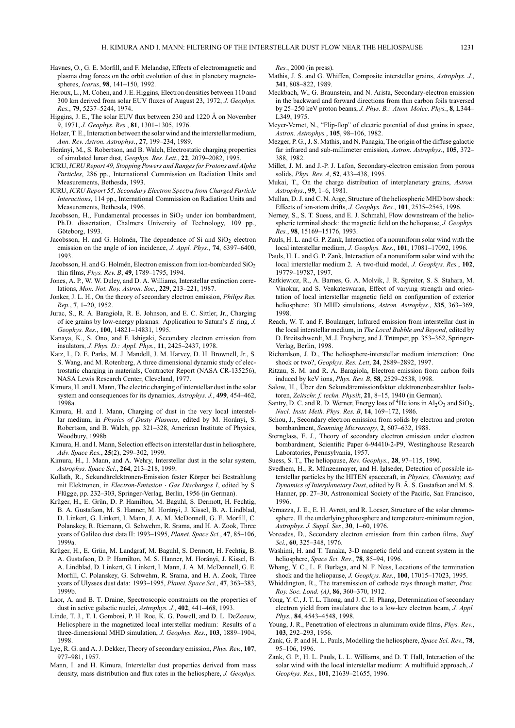Havnes, O., G. E. Morfill, and F. Melandsø, Effects of electromagnetic and plasma drag forces on the orbit evolution of dust in planetary magnetospheres, *Icarus*, **98**, 141–150, 1992.

Heroux, L., M. Cohen, and J. E. Higgins, Electron densities between 110 and 300 km derived from solar EUV fluxes of August 23, 1972, *J. Geophys. Res.*, **79**, 5237–5244, 1974.

Higgins, J. E., The solar EUV flux between 230 and 1220 Å on November 9, 1971, *J. Geophys. Res.*, **81**, 1301–1305, 1976.

Holzer, T. E., Interaction between the solar wind and the interstellar medium, *Ann. Rev. Astron. Astrophys.*, **27**, 199–234, 1989.

Horányi, M., S. Robertson, and B. Walch, Electrostatic charging properties of simulated lunar dust, *Geophys. Res. Lett.*, **22**, 2079–2082, 1995.

ICRU, *ICRU Report 49, Stopping Powers and Ranges for Protons and Alpha Particles*, 286 pp., International Commission on Radiation Units and Measurements, Bethesda, 1993.

ICRU, *ICRU Report 55, Secondary Electron Spectra from Charged Particle Interactions*, 114 pp., International Commission on Radiation Units and Measurements, Bethesda, 1996.

Jacobsson, H., Fundamental processes in $SiO_2$ under ion bombardment, Ph.D. dissertation, Chalmers University of Technology, 109 pp., Göteborg, 1993.

Jacobsson, H. and G. Holmén, The dependence of Si and $SiO_2$ electron emission on the angle of ion incidence, *J. Appl. Phys.*, **74**, 6397–6400, 1993.

Jacobsson, H. and G. Holmén, Electron emission from ion-bombarded $SiO_2$ thin films, *Phys. Rev. B*, **49**, 1789–1795, 1994.

Jones, A. P., W. W. Duley, and D. A. Williams, Interstellar extinction correlations, *Mon. Not. Roy. Astron. Soc.*, **229**, 213–221, 1987.

Jonker, J. L. H., On the theory of secondary electron emission, *Philips Res. Rep.*, **7**, 1–20, 1952.

Jurac, S., R. A. Baragiola, R. E. Johnson, and E. C. Sittler, Jr., Charging of ice grains by low-energy plasmas: Application to Saturn's *E* ring, *J. Geophys. Res.*, **100**, 14821–14831, 1995.

Kanaya, K., S. Ono, and F. Ishigaki, Secondary electron emission from insulators, *J. Phys. D.: Appl. Phys.*, **11**, 2425–2437, 1978.

Katz, I., D. E. Parks, M. J. Mandell, J. M. Harvey, D. H. Brownell, Jr., S. S. Wang, and M. Rotenberg, A three dimensional dynamic study of electrostatic charging in materials, Contractor Report (NASA CR-135256), NASA Lewis Research Center, Cleveland, 1977.

Kimura, H. and I. Mann, The electric charging of interstellar dust in the solar system and consequences for its dynamics, *Astrophys. J.*, **499**, 454–462, 1998a.

Kimura, H. and I. Mann, Charging of dust in the very local interstellar medium, in *Physics of Dusty Plasmas*, edited by M. Horányi, S. Robertson, and B. Walch, pp. 321–328, American Institute of Physics, Woodbury, 1998b.

Kimura, H. and I. Mann, Selection effects on interstellar dust in heliosphere, *Adv. Space Res.*, **25**(2), 299–302, 1999.

Kimura, H., I. Mann, and A. Wehry, Interstellar dust in the solar system, *Astrophys. Space Sci.*, **264**, 213–218, 1999.

Kollath, R., Sekundärelektronen-Emission fester Körper bei Bestrahlung mit Elektronen, in *Electron-Emission · Gas Discharges I*, edited by S. Flügge, pp. 232–303, Springer-Verlag, Berlin, 1956 (in German).

Krüger, H., E. Grün, D. P. Hamilton, M. Baguhl, S. Dermott, H. Fechtig, B. A. Gustafson, M. S. Hanner, M. Horányi, J. Kissel, B. A. Lindblad, D. Linkert, G. Linkert, I. Mann, J. A. M. McDonnell, G. E. Morfill, C. Polanskey, R. Riemann, G. Schwehm, R. Srama, and H. A. Zook, Three years of Galileo dust data II: 1993–1995, *Planet. Space Sci.*, **47**, 85–106, 1999a.

Krüger, H., E. Grün, M. Landgraf, M. Baguhl, S. Dermott, H. Fechtig, B. A. Gustafson, D. P. Hamilton, M. S. Hanner, M. Horányi, J. Kissel, B. A. Lindblad, D. Linkert, G. Linkert, I. Mann, J. A. M. McDonnell, G. E. Morfill, C. Polanskey, G. Schwehm, R. Srama, and H. A. Zook, Three years of Ulysses dust data: 1993–1995, *Planet. Space Sci.*, **47**, 363–383, 1999b.

Laor, A. and B. T. Draine, Spectroscopic constraints on the properties of dust in active galactic nuclei, *Astrophys. J.*, **402**, 441–468, 1993.

Linde, T. J., T. I. Gombosi, P. H. Roe, K. G. Powell, and D. L. DeZeeuw, Heliosphere in the magnetized local interstellar medium: Results of a three-dimensional MHD simulation, *J. Geophys. Res.*, **103**, 1889–1904, 1998.

Lye, R. G. and A. J. Dekker, Theory of secondary emission, *Phys. Rev.*, **107**, 977–981, 1957.

Mann, I. and H. Kimura, Interstellar dust properties derived from mass density, mass distribution and flux rates in the heliosphere, *J. Geophys. Res.*, 2000 (in press).

Mathis, J. S. and G. Whiffen, Composite interstellar grains, *Astrophys. J.*, **341**, 808–822, 1989.

Meckbach, W., G. Braunstein, and N. Arista, Secondary-electron emission in the backward and forward directions from thin carbon foils traversed by 25–250 keV proton beams, *J. Phys. B.: Atom. Molec. Phys.*, **8**, L344–L349, 1975.

Meyer-Vernet, N., "Flip-flop" of electric potential of dust grains in space, *Astron. Astrophys.*, **105**, 98–106, 1982.

Mezger, P. G., J. S. Mathis, and N. Panagia, The origin of the diffuse galactic far infrared and sub-millimeter emission, *Astron. Astrophys.*, **105**, 372–388, 1982.

Millet, J. M. and J.-P. J. Lafon, Secondary-electron emission from porous solids, *Phys. Rev. A*, **52**, 433–438, 1995.

Mukai, T., On the charge distribution of interplanetary grains, *Astron. Astrophys.*, **99**, 1–6, 1981.

Mullan, D. J. and C. N. Arge, Structure of the heliospheric MHD bow shock: Effects of ion-atom drifts, *J. Geophys. Res.*, **101**, 2535–2545, 1996.

Nerney, S., S. T. Suess, and E. J. Schmahl, Flow downstream of the heliospheric terminal shock: the magnetic field on the heliopause, *J. Geophys. Res.*, **98**, 15169–15176, 1993.

Pauls, H. L. and G. P. Zank, Interaction of a nonuniform solar wind with the local interstellar medium, *J. Geophys. Res.*, **101**, 17081–17092, 1996.

Pauls, H. L. and G. P. Zank, Interaction of a nonuniform solar wind with the local interstellar medium 2. A two-fluid model, *J. Geophys. Res.*, **102**, 19779–19787, 1997.

Ratkiewicz, R., A. Barnes, G. A. Molvik, J. R. Spreiter, S. S. Stahara, M. Vinokur, and S. Venkateswaran, Effect of varying strength and orientation of local interstellar magnetic field on configuration of exterior heliosphere: 3D MHD simulations, *Astron. Astrophys.*, **335**, 363–369, 1998.

Reach, W. T. and F. Boulanger, Infrared emission from interstellar dust in the local interstellar medium, in *The Local Bubble and Beyond*, edited by D. Breitschwerdt, M. J. Freyberg, and J. Trümper, pp. 353–362, Springer-Verlag, Berlin, 1998.

Richardson, J. D., The heliosphere-interstellar medium interaction: One shock or two?, *Geophys. Res. Lett*, **24**, 2889–2892, 1997.

Ritzau, S. M. and R. A. Baragiola, Electron emission from carbon foils induced by keV ions, *Phys. Rev. B*, **58**, 2529–2538, 1998.

Salow, H., Über den Sekundäremissionfaktor elektronenbestrahlter Isolatoren, *Zeitschr. f. techn. Physik*, **21**, 8–15, 1940 (in German).

Santry, D. C. and R. D. Werner, Energy loss of $^4$He ions in $Al_2O_3$ and $SiO_2$, *Nucl. Instr. Meth. Phys. Res. B*, **14**, 169–172, 1986.

Schou, J., Secondary electron emission from solids by electron and proton bombardment, *Scanning Microscopy*, **2**, 607–632, 1988.

Sternglass, E. J., Theory of secondary electron emission under electron bombardment, Scientific Paper 6-94410-2-P9, Westinghouse Research Laboratories, Pennsylvania, 1957.

Suess, S. T., The heliopause, *Rev. Geophys.*, **28**, 97–115, 1990.

Svedhem, H., R. Münzenmayer, and H. Iglseder, Detection of possible interstellar particles by the HITEN spacecraft, in *Physics, Chemistry, and Dynamics of Interplanetary Dust*, edited by B. Å. S. Gustafson and M. S. Hanner, pp. 27–30, Astronomical Society of the Pacific, San Francisco, 1996.

Vernazza, J. E., E. H. Avrett, and R. Loeser, Structure of the solar chromosphere. II. the underlying photosphere and temperature-minimum region, *Astrophys. J. Suppl. Ser.*, **30**, 1–60, 1976.

Voreades, D., Secondary electron emission from thin carbon films, *Surf. Sci.*, **60**, 325–348, 1976.

Washimi, H. and T. Tanaka, 3-D magnetic field and current system in the heliosphere, *Space Sci. Rev.*, **78**, 85–94, 1996.

Whang, Y. C., L. F. Burlaga, and N. F. Ness, Locations of the termination shock and the heliopause, *J. Geophys. Res.*, **100**, 17015–17023, 1995.

Whiddington, R., The transmission of cathode rays through matter, *Proc. Roy. Soc. Lond. (A)*, **86**, 360–370, 1912.

Yong, Y. C., J. T. L. Thong, and J. C. H. Phang, Determination of secondary electron yield from insulators due to a low-kev electron beam, *J. Appl. Phys.*, **84**, 4543–4548, 1998.

Young, J. R., Penetration of electrons in aluminum oxide films, *Phys. Rev.*, **103**, 292–293, 1956.

Zank, G. P. and H. L. Pauls, Modelling the heliosphere, *Space Sci. Rev.*, **78**, 95–106, 1996.

Zank, G. P., H. L. Pauls, L. L. Williams, and D. T. Hall, Interaction of the solar wind with the local interstellar medium: A multifluid approach, *J. Geophys. Res.*, **101**, 21639–21655, 1996.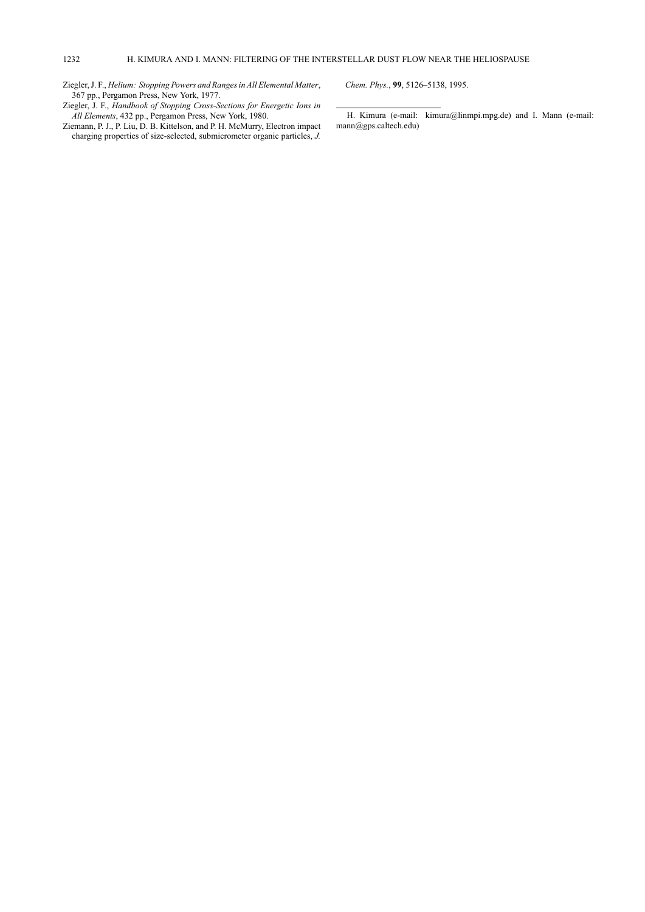Ziegler, J. F., *Helium: Stopping Powers and Ranges in All Elemental Matter*, 367 pp., Pergamon Press, New York, 1977.

Ziegler, J. F., *Handbook of Stopping Cross-Sections for Energetic Ions in All Elements*, 432 pp., Pergamon Press, New York, 1980.

Ziemann, P. J., P. Liu, D. B. Kittelson, and P. H. McMurry, Electron impact charging properties of size-selected, submicrometer organic particles, *J. Chem. Phys.*, **99**, 5126–5138, 1995.

---

H. Kimura (e-mail: kimura@linmpi.mpg.de) and I. Mann (e-mail: mann@gps.caltech.edu)